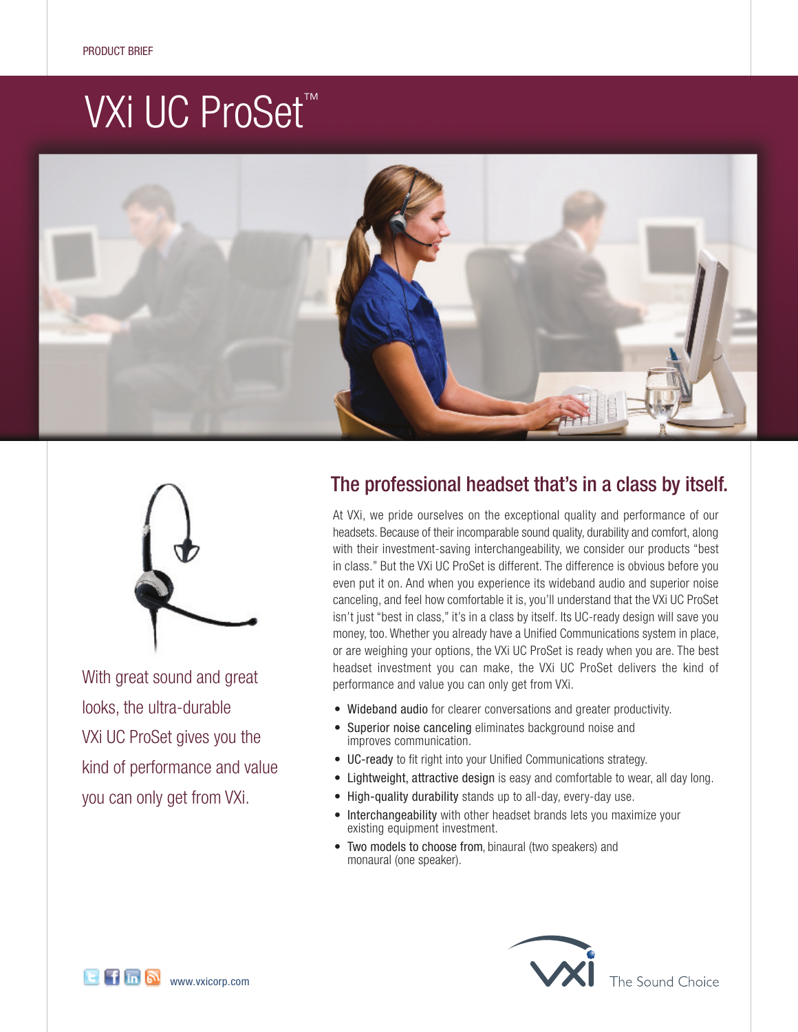PRODUCT BRIEF

# VXi UC ProSet™

With great sound and great looks, the ultra-durable VXi UC ProSet gives you the kind of performance and value you can only get from VXi.

## The professional headset that's in a class by itself.

At VXi, we pride ourselves on the exceptional quality and performance of our headsets. Because of their incomparable sound quality, durability and comfort, along with their investment-saving interchangeability, we consider our products "best in class." But the VXi UC ProSet is different. The difference is obvious before you even put it on. And when you experience its wideband audio and superior noise canceling, and feel how comfortable it is, you'll understand that the VXi UC ProSet isn't just "best in class," it's in a class by itself. Its UC-ready design will save you money, too. Whether you already have a Unified Communications system in place, or are weighing your options, the VXi UC ProSet is ready when you are. The best headset investment you can make, the VXi UC ProSet delivers the kind of performance and value you can only get from VXi.

- Wideband audio for clearer conversations and greater productivity.
- Superior noise canceling eliminates background noise and improves communication.
- UC-ready to fit right into your Unified Communications strategy.
- Lightweight, attractive design is easy and comfortable to wear, all day long.
- High-quality durability stands up to all-day, every-day use.
- Interchangeability with other headset brands lets you maximize your existing equipment investment.
- Two models to choose from, binaural (two speakers) and monaural (one speaker).

www.vxicorp.com

VXi The Sound Choice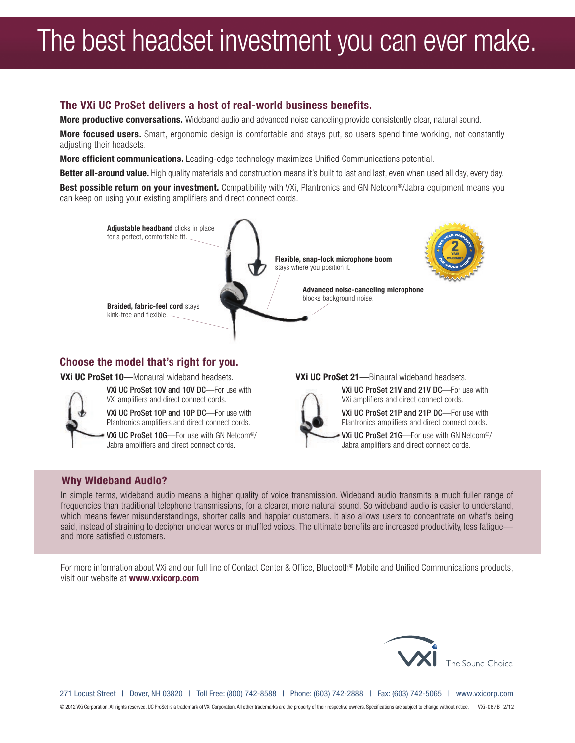# The best headset investment you can ever make.

## The VXi UC ProSet delivers a host of real-world business benefits.

**More productive conversations.** Wideband audio and advanced noise canceling provide consistently clear, natural sound.

**More focused users.** Smart, ergonomic design is comfortable and stays put, so users spend time working, not constantly adjusting their headsets.

**More efficient communications.** Leading-edge technology maximizes Unified Communications potential.

**Better all-around value.** High quality materials and construction means it's built to last and last, even when used all day, every day.

**Best possible return on your investment.** Compatibility with VXi, Plantronics and GN Netcom®/Jabra equipment means you can keep on using your existing amplifiers and direct connect cords.

**Adjustable headband** clicks in place for a perfect, comfortable fit.

**Flexible, snap-lock microphone boom** stays where you position it.

**Advanced noise-canceling microphone** blocks background noise.

**Braided, fabric-feel cord** stays kink-free and flexible.

TWO YEAR WARRANTY
2 YEAR WARRANTY
THE SOUND CHOICE

## Choose the model that's right for you.

**VXi UC ProSet 10**—Monaural wideband headsets.

- **VXi UC ProSet 10V and 10V DC**—For use with VXi amplifiers and direct connect cords.
- **VXi UC ProSet 10P and 10P DC**—For use with Plantronics amplifiers and direct connect cords.
- **VXi UC ProSet 10G**—For use with GN Netcom®/ Jabra amplifiers and direct connect cords.

**VXi UC ProSet 21**—Binaural wideband headsets.

- **VXi UC ProSet 21V and 21V DC**—For use with VXi amplifiers and direct connect cords.
- **VXi UC ProSet 21P and 21P DC**—For use with Plantronics amplifiers and direct connect cords.
- **VXi UC ProSet 21G**—For use with GN Netcom®/ Jabra amplifiers and direct connect cords.

## Why Wideband Audio?

In simple terms, wideband audio means a higher quality of voice transmission. Wideband audio transmits a much fuller range of frequencies than traditional telephone transmissions, for a clearer, more natural sound. So wideband audio is easier to understand, which means fewer misunderstandings, shorter calls and happier customers. It also allows users to concentrate on what's being said, instead of straining to decipher unclear words or muffled voices. The ultimate benefits are increased productivity, less fatigue—and more satisfied customers.

For more information about VXi and our full line of Contact Center & Office, Bluetooth® Mobile and Unified Communications products, visit our website at **www.vxicorp.com**

VXi The Sound Choice

271 Locust Street | Dover, NH 03820 | Toll Free: (800) 742-8588 | Phone: (603) 742-2888 | Fax: (603) 742-5065 | www.vxicorp.com

© 2012 VXi Corporation. All rights reserved. UC ProSet is a trademark of VXi Corporation. All other trademarks are the property of their respective owners. Specifications are subject to change without notice. VXi-067B 2/12